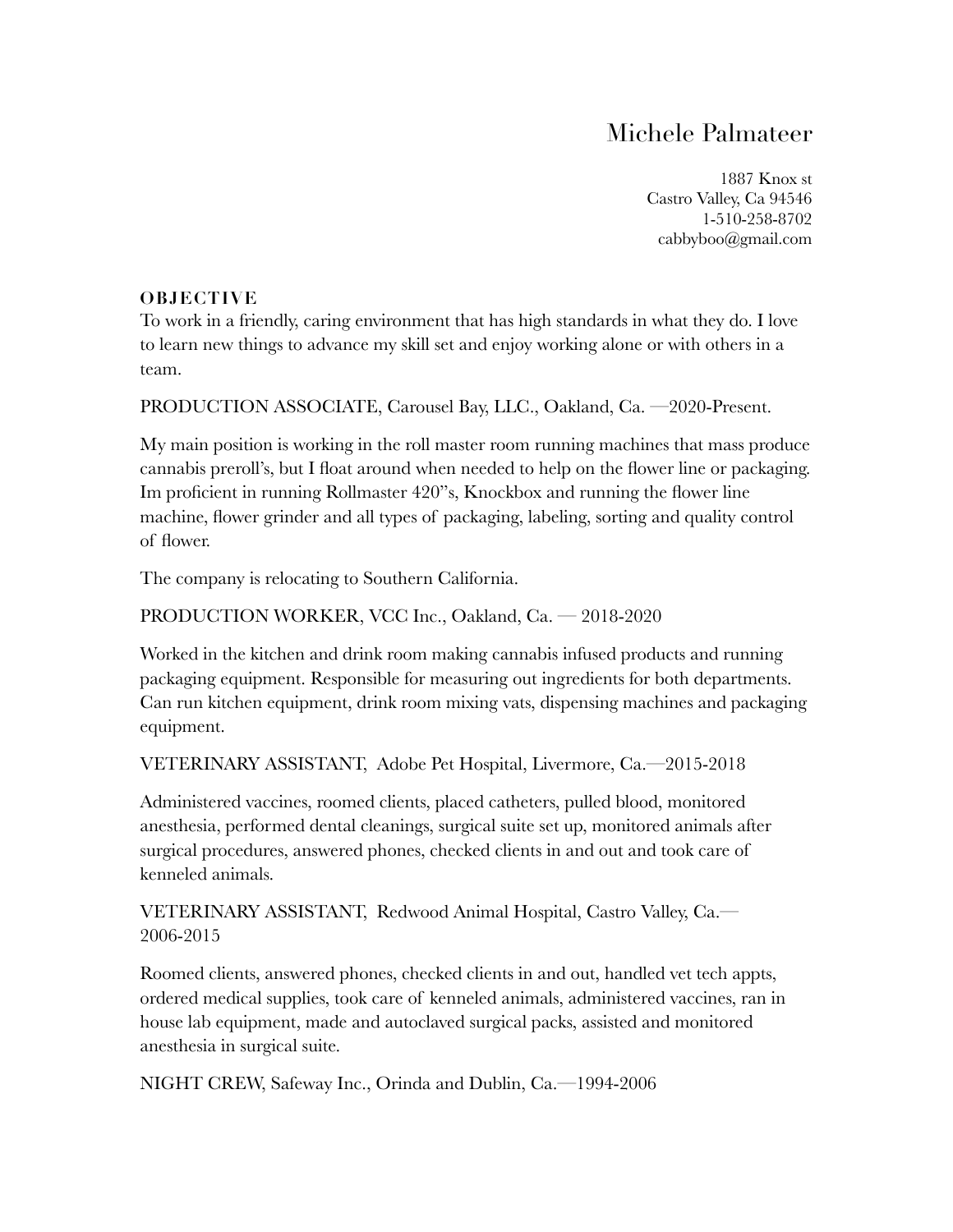# Michele Palmateer

1887 Knox st
Castro Valley, Ca 94546
1-510-258-8702
cabbyboo@gmail.com

## OBJECTIVE

To work in a friendly, caring environment that has high standards in what they do. I love to learn new things to advance my skill set and enjoy working alone or with others in a team.

PRODUCTION ASSOCIATE, Carousel Bay, LLC., Oakland, Ca. —2020-Present.

My main position is working in the roll master room running machines that mass produce cannabis preroll's, but I float around when needed to help on the flower line or packaging. Im proficient in running Rollmaster 420"s, Knockbox and running the flower line machine, flower grinder and all types of packaging, labeling, sorting and quality control of flower.

The company is relocating to Southern California.

PRODUCTION WORKER, VCC Inc., Oakland, Ca. — 2018-2020

Worked in the kitchen and drink room making cannabis infused products and running packaging equipment. Responsible for measuring out ingredients for both departments. Can run kitchen equipment, drink room mixing vats, dispensing machines and packaging equipment.

VETERINARY ASSISTANT, Adobe Pet Hospital, Livermore, Ca.—2015-2018

Administered vaccines, roomed clients, placed catheters, pulled blood, monitored anesthesia, performed dental cleanings, surgical suite set up, monitored animals after surgical procedures, answered phones, checked clients in and out and took care of kenneled animals.

VETERINARY ASSISTANT, Redwood Animal Hospital, Castro Valley, Ca.— 2006-2015

Roomed clients, answered phones, checked clients in and out, handled vet tech appts, ordered medical supplies, took care of kenneled animals, administered vaccines, ran in house lab equipment, made and autoclaved surgical packs, assisted and monitored anesthesia in surgical suite.

NIGHT CREW, Safeway Inc., Orinda and Dublin, Ca.—1994-2006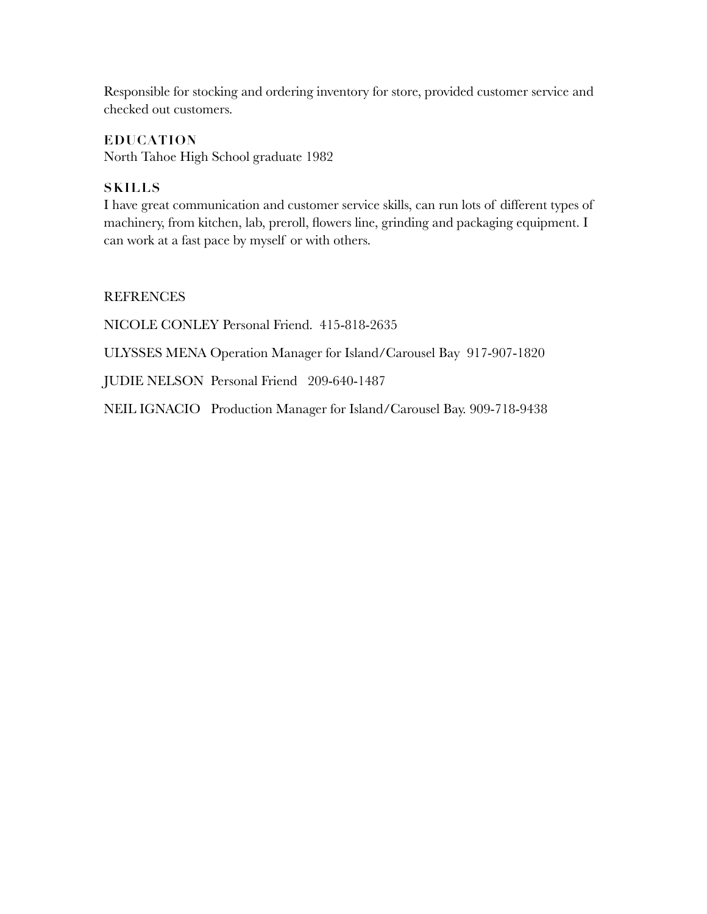Responsible for stocking and ordering inventory for store, provided customer service and checked out customers.

## EDUCATION

North Tahoe High School graduate 1982

## SKILLS

I have great communication and customer service skills, can run lots of different types of machinery, from kitchen, lab, preroll, flowers line, grinding and packaging equipment. I can work at a fast pace by myself or with others.

REFRENCES

NICOLE CONLEY Personal Friend. 415-818-2635

ULYSSES MENA Operation Manager for Island/Carousel Bay 917-907-1820

JUDIE NELSON Personal Friend 209-640-1487

NEIL IGNACIO Production Manager for Island/Carousel Bay. 909-718-9438